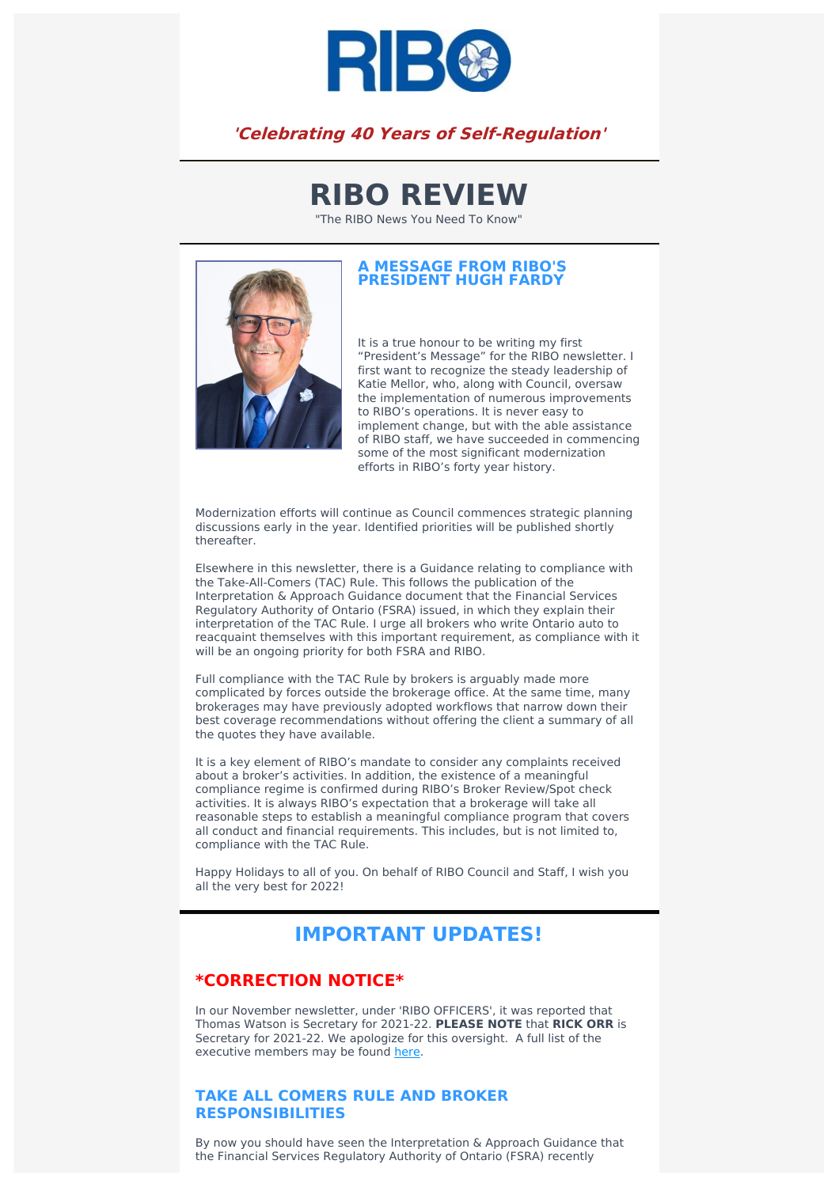*'Celebrating 40 Years of Self-Regulation'*

# RIBO REVIEW

"The RIBO News You Need To Know"

## A MESSAGE FROM RIBO'S PRESIDENT HUGH FARDY

It is a true honour to be writing my first "President's Message" for the RIBO newsletter. I first want to recognize the steady leadership of Katie Mellor, who, along with Council, oversaw the implementation of numerous improvements to RIBO's operations. It is never easy to implement change, but with the able assistance of RIBO staff, we have succeeded in commencing some of the most significant modernization efforts in RIBO's forty year history.

Modernization efforts will continue as Council commences strategic planning discussions early in the year. Identified priorities will be published shortly thereafter.

Elsewhere in this newsletter, there is a Guidance relating to compliance with the Take-All-Comers (TAC) Rule. This follows the publication of the Interpretation & Approach Guidance document that the Financial Services Regulatory Authority of Ontario (FSRA) issued, in which they explain their interpretation of the TAC Rule. I urge all brokers who write Ontario auto to reacquaint themselves with this important requirement, as compliance with it will be an ongoing priority for both FSRA and RIBO.

Full compliance with the TAC Rule by brokers is arguably made more complicated by forces outside the brokerage office. At the same time, many brokerages may have previously adopted workflows that narrow down their best coverage recommendations without offering the client a summary of all the quotes they have available.

It is a key element of RIBO's mandate to consider any complaints received about a broker's activities. In addition, the existence of a meaningful compliance regime is confirmed during RIBO's Broker Review/Spot check activities. It is always RIBO's expectation that a brokerage will take all reasonable steps to establish a meaningful compliance program that covers all conduct and financial requirements. This includes, but is not limited to, compliance with the TAC Rule.

Happy Holidays to all of you. On behalf of RIBO Council and Staff, I wish you all the very best for 2022!

# IMPORTANT UPDATES!

## *CORRECTION NOTICE*

In our November newsletter, under 'RIBO OFFICERS', it was reported that Thomas Watson is Secretary for 2021-22. **PLEASE NOTE** that **RICK ORR** is Secretary for 2021-22. We apologize for this oversight. A full list of the executive members may be found here.

## TAKE ALL COMERS RULE AND BROKER RESPONSIBILITIES

By now you should have seen the Interpretation & Approach Guidance that the Financial Services Regulatory Authority of Ontario (FSRA) recently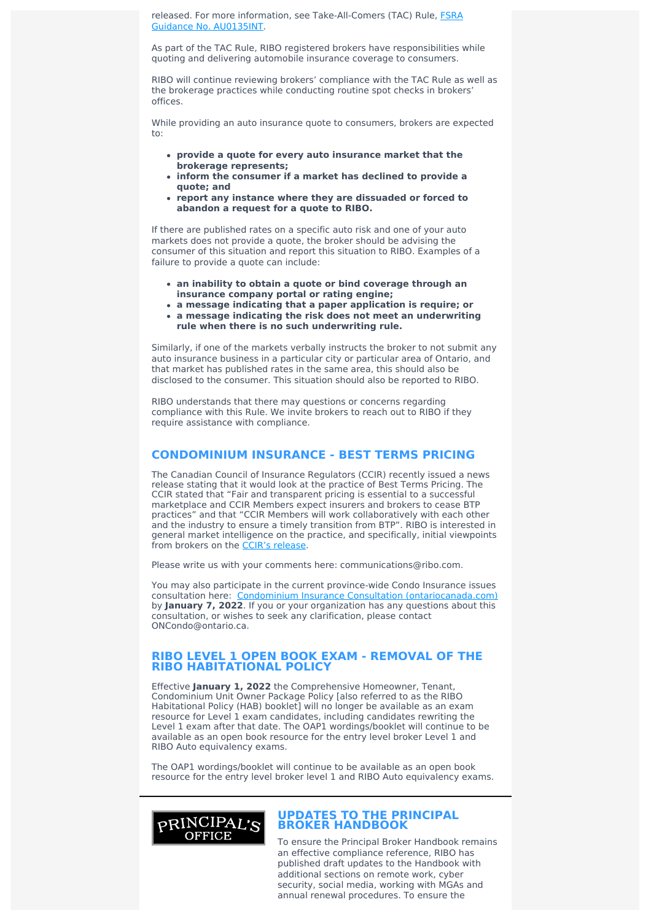released. For more information, see Take-All-Comers (TAC) Rule, [FSRA Guidance No. AU0135INT](FSRA Guidance No. AU0135INT).

As part of the TAC Rule, RIBO registered brokers have responsibilities while quoting and delivering automobile insurance coverage to consumers.

RIBO will continue reviewing brokers' compliance with the TAC Rule as well as the brokerage practices while conducting routine spot checks in brokers' offices.

While providing an auto insurance quote to consumers, brokers are expected to:

- **provide a quote for every auto insurance market that the brokerage represents;**
- **inform the consumer if a market has declined to provide a quote; and**
- **report any instance where they are dissuaded or forced to abandon a request for a quote to RIBO.**

If there are published rates on a specific auto risk and one of your auto markets does not provide a quote, the broker should be advising the consumer of this situation and report this situation to RIBO. Examples of a failure to provide a quote can include:

- **an inability to obtain a quote or bind coverage through an insurance company portal or rating engine;**
- **a message indicating that a paper application is require; or**
- **a message indicating the risk does not meet an underwriting rule when there is no such underwriting rule.**

Similarly, if one of the markets verbally instructs the broker to not submit any auto insurance business in a particular city or particular area of Ontario, and that market has published rates in the same area, this should also be disclosed to the consumer. This situation should also be reported to RIBO.

RIBO understands that there may be questions or concerns regarding compliance with this Rule. We invite brokers to reach out to RIBO if they require assistance with compliance.

## CONDOMINIUM INSURANCE - BEST TERMS PRICING

The Canadian Council of Insurance Regulators (CCIR) recently issued a news release stating that it would look at the practice of Best Terms Pricing. The CCIR stated that "Fair and transparent pricing is essential to a successful marketplace and CCIR Members expect insurers and brokers to cease BTP practices" and that "CCIR Members will work collaboratively with each other and the industry to ensure a timely transition from BTP". RIBO is interested in general market intelligence on the practice, and specifically, initial viewpoints from brokers on the CCIR's release.

Please write us with your comments here: communications@ribo.com.

You may also participate in the current province-wide Condo Insurance issues consultation here: Condominium Insurance Consultation (ontariocanada.com) by **January 7, 2022**. If you or your organization has any questions about this consultation, or wishes to seek any clarification, please contact ONCondo@ontario.ca.

## RIBO LEVEL 1 OPEN BOOK EXAM - REMOVAL OF THE RIBO HABITATIONAL POLICY

Effective **January 1, 2022** the Comprehensive Homeowner, Tenant, Condominium Unit Owner Package Policy [also referred to as the RIBO Habitational Policy (HAB) booklet] will no longer be available as an exam resource for Level 1 exam candidates, including candidates rewriting the Level 1 exam after that date. The OAP1 wordings/booklet will continue to be available as an open book resource for the entry level broker Level 1 and RIBO Auto equivalency exams.

The OAP1 wordings/booklet will continue to be available as an open book resource for the entry level broker level 1 and RIBO Auto equivalency exams.

---

PRINCIPAL'S OFFICE

## UPDATES TO THE PRINCIPAL BROKER HANDBOOK

To ensure the Principal Broker Handbook remains an effective compliance reference, RIBO has published draft updates to the Handbook with additional sections on remote work, cyber security, social media, working with MGAs and annual renewal procedures. To ensure the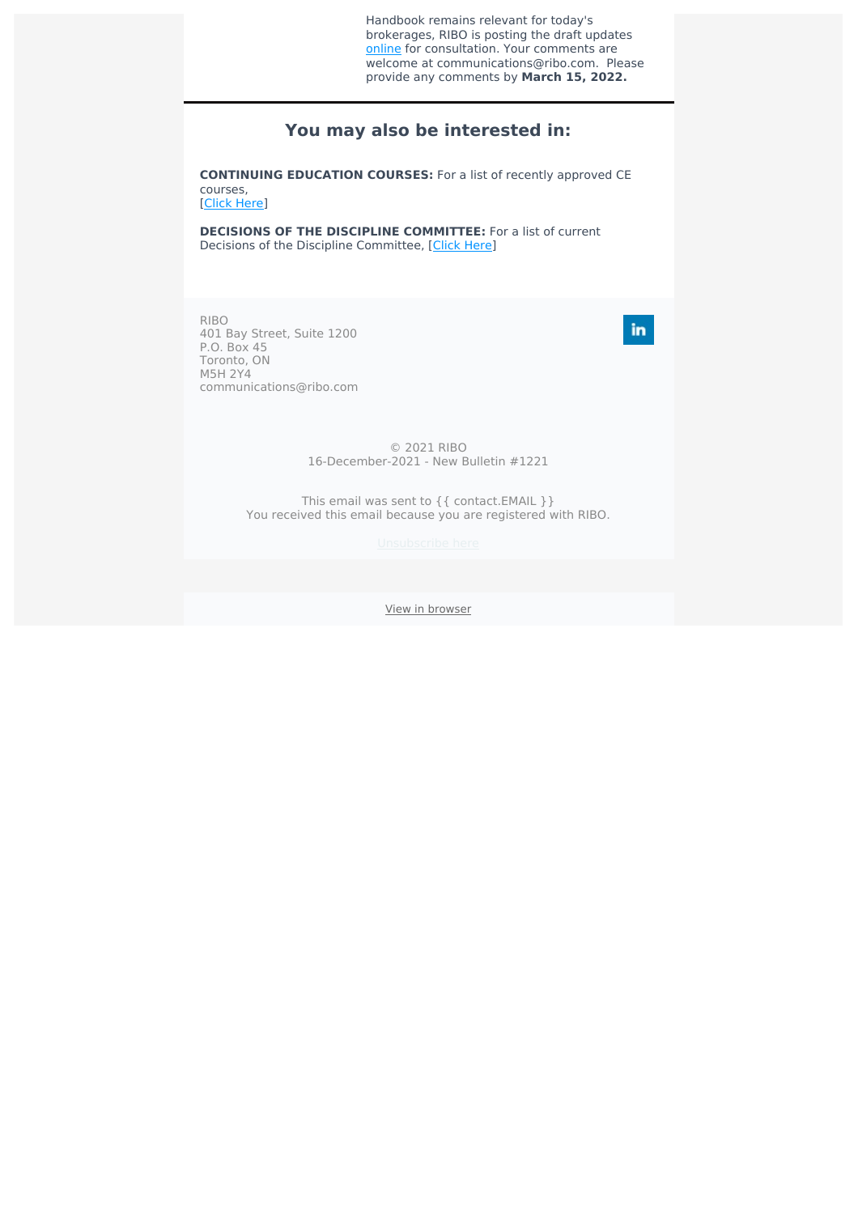Handbook remains relevant for today's brokerages, RIBO is posting the draft updates online for consultation. Your comments are welcome at communications@ribo.com. Please provide any comments by **March 15, 2022.**

## You may also be interested in:

**CONTINUING EDUCATION COURSES:** For a list of recently approved CE courses, [Click Here]

**DECISIONS OF THE DISCIPLINE COMMITTEE:** For a list of current Decisions of the Discipline Committee, [Click Here]

RIBO
401 Bay Street, Suite 1200
P.O. Box 45
Toronto, ON
M5H 2Y4
communications@ribo.com

© 2021 RIBO
16-December-2021 - New Bulletin #1221

This email was sent to {{ contact.EMAIL }}
You received this email because you are registered with RIBO.

Unsubscribe here

View in browser